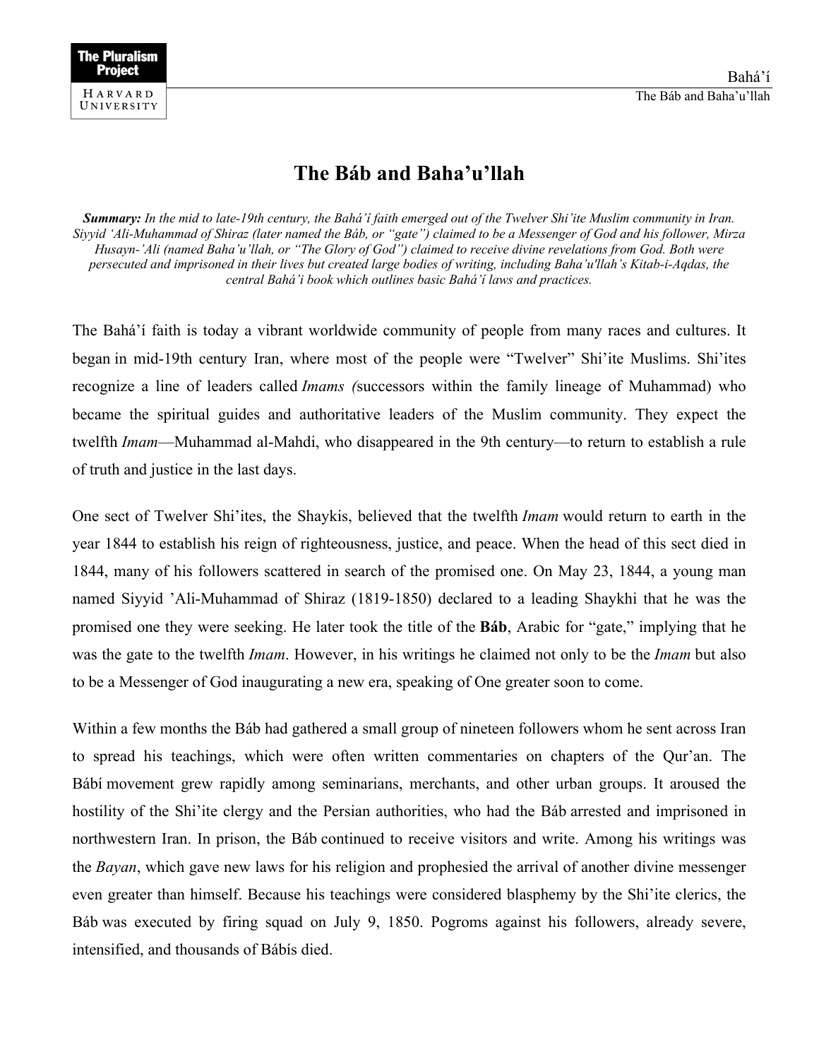# The Báb and Baha'u'llah

***Summary:*** *In the mid to late-19th century, the Bahá'í faith emerged out of the Twelver Shi'ite Muslim community in Iran. Siyyid 'Ali-Muhammad of Shiraz (later named the Báb, or "gate") claimed to be a Messenger of God and his follower, Mirza Husayn-'Ali (named Baha'u'llah, or "The Glory of God") claimed to receive divine revelations from God. Both were persecuted and imprisoned in their lives but created large bodies of writing, including Baha'u'llah's Kitab-i-Aqdas, the central Bahá'i book which outlines basic Bahá'í laws and practices.*

The Bahá'í faith is today a vibrant worldwide community of people from many races and cultures. It began in mid-19th century Iran, where most of the people were "Twelver" Shi'ite Muslims. Shi'ites recognize a line of leaders called *Imams (*successors within the family lineage of Muhammad) who became the spiritual guides and authoritative leaders of the Muslim community. They expect the twelfth *Imam*—Muhammad al-Mahdi, who disappeared in the 9th century—to return to establish a rule of truth and justice in the last days.

One sect of Twelver Shi'ites, the Shaykis, believed that the twelfth *Imam* would return to earth in the year 1844 to establish his reign of righteousness, justice, and peace. When the head of this sect died in 1844, many of his followers scattered in search of the promised one. On May 23, 1844, a young man named Siyyid 'Ali-Muhammad of Shiraz (1819-1850) declared to a leading Shaykhi that he was the promised one they were seeking. He later took the title of the **Báb**, Arabic for "gate," implying that he was the gate to the twelfth *Imam*. However, in his writings he claimed not only to be the *Imam* but also to be a Messenger of God inaugurating a new era, speaking of One greater soon to come.

Within a few months the Báb had gathered a small group of nineteen followers whom he sent across Iran to spread his teachings, which were often written commentaries on chapters of the Qur'an. The Bábí movement grew rapidly among seminarians, merchants, and other urban groups. It aroused the hostility of the Shi'ite clergy and the Persian authorities, who had the Báb arrested and imprisoned in northwestern Iran. In prison, the Báb continued to receive visitors and write. Among his writings was the *Bayan*, which gave new laws for his religion and prophesied the arrival of another divine messenger even greater than himself. Because his teachings were considered blasphemy by the Shi'ite clerics, the Báb was executed by firing squad on July 9, 1850. Pogroms against his followers, already severe, intensified, and thousands of Bábís died.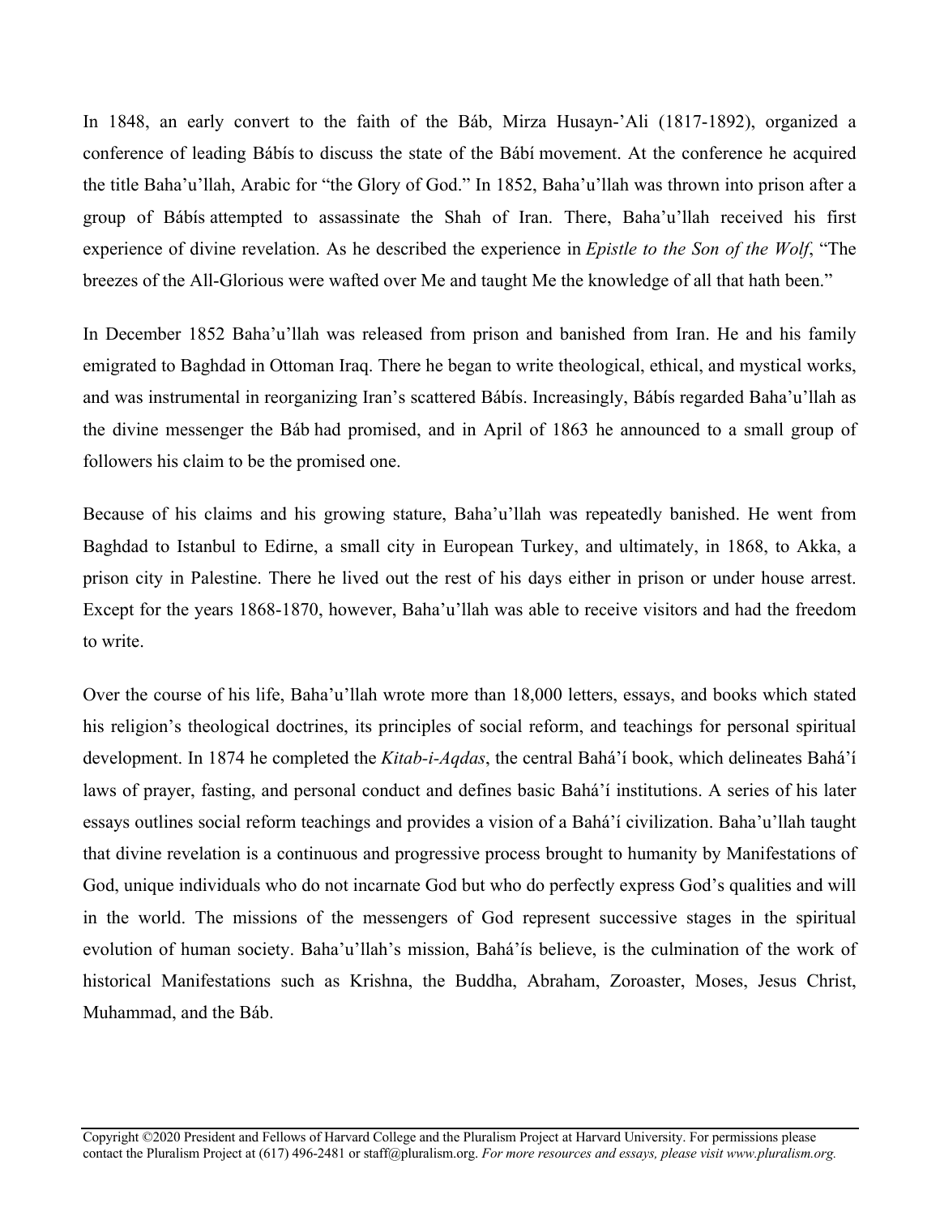In 1848, an early convert to the faith of the Báb, Mirza Husayn-'Ali (1817-1892), organized a conference of leading Bábís to discuss the state of the Bábí movement. At the conference he acquired the title Baha'u'llah, Arabic for "the Glory of God." In 1852, Baha'u'llah was thrown into prison after a group of Bábís attempted to assassinate the Shah of Iran. There, Baha'u'llah received his first experience of divine revelation. As he described the experience in *Epistle to the Son of the Wolf*, "The breezes of the All-Glorious were wafted over Me and taught Me the knowledge of all that hath been."

In December 1852 Baha'u'llah was released from prison and banished from Iran. He and his family emigrated to Baghdad in Ottoman Iraq. There he began to write theological, ethical, and mystical works, and was instrumental in reorganizing Iran's scattered Bábís. Increasingly, Bábís regarded Baha'u'llah as the divine messenger the Báb had promised, and in April of 1863 he announced to a small group of followers his claim to be the promised one.

Because of his claims and his growing stature, Baha'u'llah was repeatedly banished. He went from Baghdad to Istanbul to Edirne, a small city in European Turkey, and ultimately, in 1868, to Akka, a prison city in Palestine. There he lived out the rest of his days either in prison or under house arrest. Except for the years 1868-1870, however, Baha'u'llah was able to receive visitors and had the freedom to write.

Over the course of his life, Baha'u'llah wrote more than 18,000 letters, essays, and books which stated his religion's theological doctrines, its principles of social reform, and teachings for personal spiritual development. In 1874 he completed the *Kitab-i-Aqdas*, the central Bahá'í book, which delineates Bahá'í laws of prayer, fasting, and personal conduct and defines basic Bahá'í institutions. A series of his later essays outlines social reform teachings and provides a vision of a Bahá'í civilization. Baha'u'llah taught that divine revelation is a continuous and progressive process brought to humanity by Manifestations of God, unique individuals who do not incarnate God but who do perfectly express God's qualities and will in the world. The missions of the messengers of God represent successive stages in the spiritual evolution of human society. Baha'u'llah's mission, Bahá'ís believe, is the culmination of the work of historical Manifestations such as Krishna, the Buddha, Abraham, Zoroaster, Moses, Jesus Christ, Muhammad, and the Báb.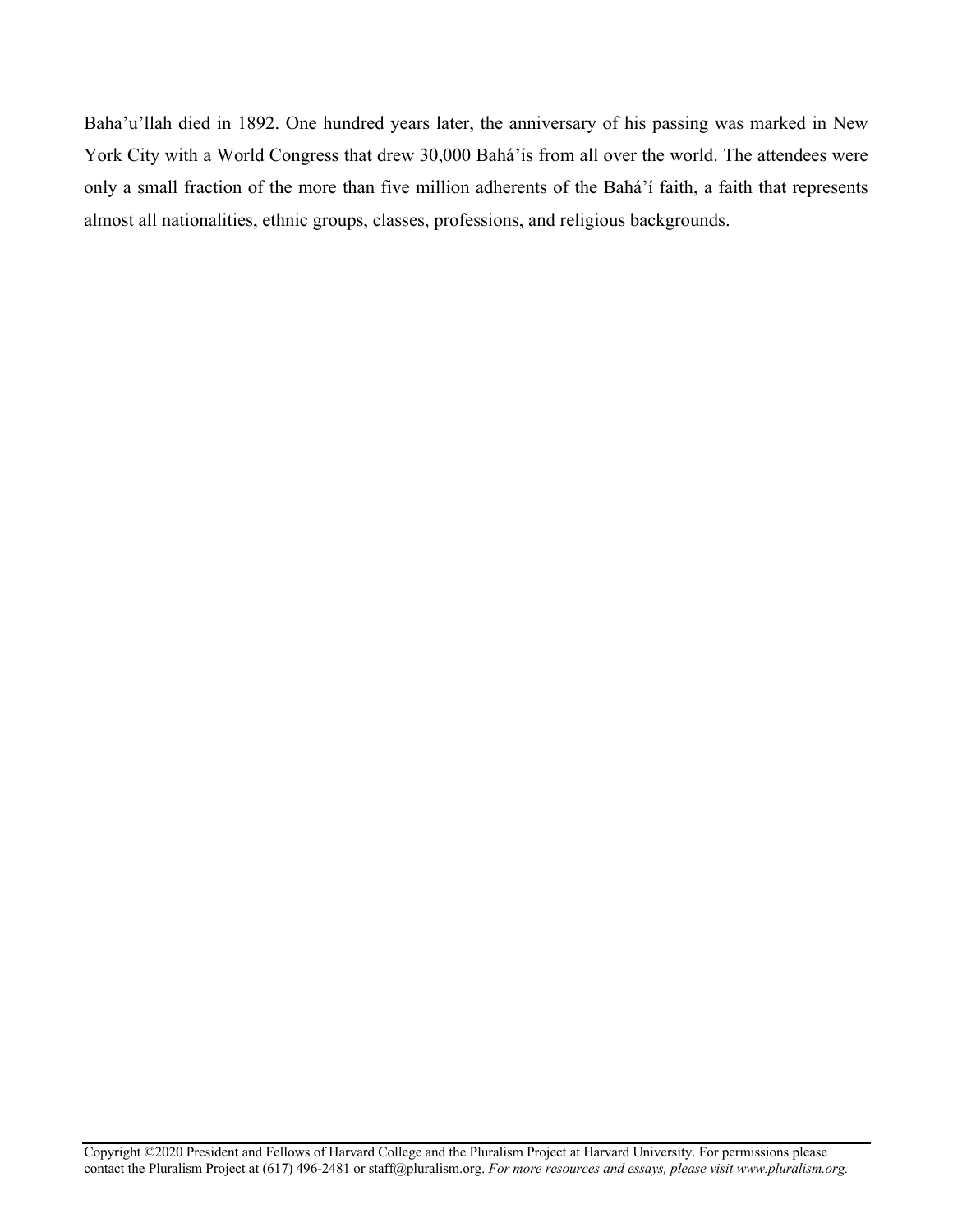Baha'u'llah died in 1892. One hundred years later, the anniversary of his passing was marked in New York City with a World Congress that drew 30,000 Bahá'ís from all over the world. The attendees were only a small fraction of the more than five million adherents of the Bahá'í faith, a faith that represents almost all nationalities, ethnic groups, classes, professions, and religious backgrounds.